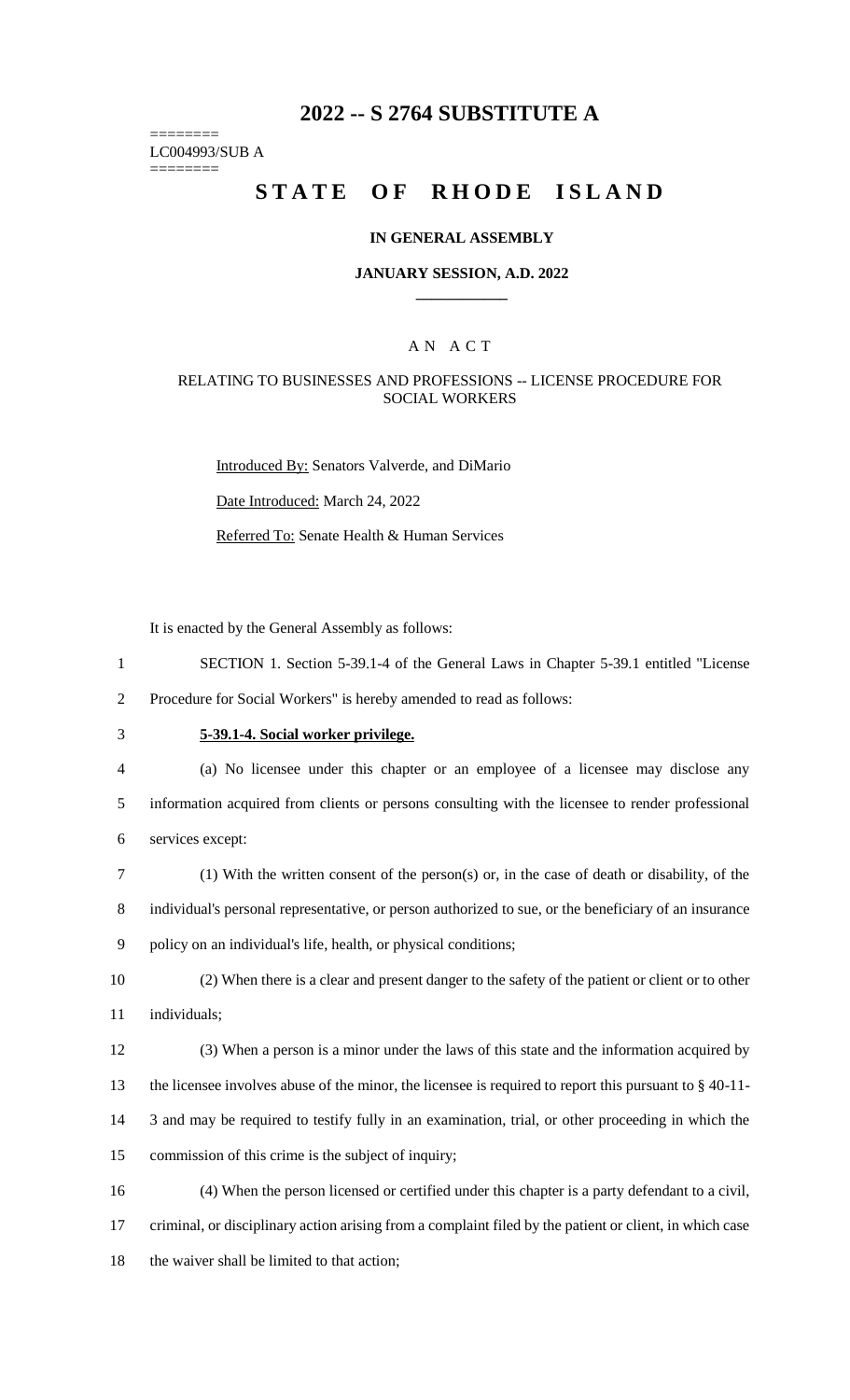# 2022 -- S 2764 SUBSTITUTE A

========
LC004993/SUB A
========

# STATE OF RHODE ISLAND

### IN GENERAL ASSEMBLY

### JANUARY SESSION, A.D. 2022

---

A N A C T

RELATING TO BUSINESSES AND PROFESSIONS -- LICENSE PROCEDURE FOR SOCIAL WORKERS

Introduced By: Senators Valverde, and DiMario

Date Introduced: March 24, 2022

Referred To: Senate Health & Human Services

It is enacted by the General Assembly as follows:

SECTION 1. Section 5-39.1-4 of the General Laws in Chapter 5-39.1 entitled "License Procedure for Social Workers" is hereby amended to read as follows:

**5-39.1-4. Social worker privilege.**

(a) No licensee under this chapter or an employee of a licensee may disclose any information acquired from clients or persons consulting with the licensee to render professional services except:

(1) With the written consent of the person(s) or, in the case of death or disability, of the individual's personal representative, or person authorized to sue, or the beneficiary of an insurance policy on an individual's life, health, or physical conditions;

(2) When there is a clear and present danger to the safety of the patient or client or to other individuals;

(3) When a person is a minor under the laws of this state and the information acquired by the licensee involves abuse of the minor, the licensee is required to report this pursuant to § 40-11-3 and may be required to testify fully in an examination, trial, or other proceeding in which the commission of this crime is the subject of inquiry;

(4) When the person licensed or certified under this chapter is a party defendant to a civil, criminal, or disciplinary action arising from a complaint filed by the patient or client, in which case the waiver shall be limited to that action;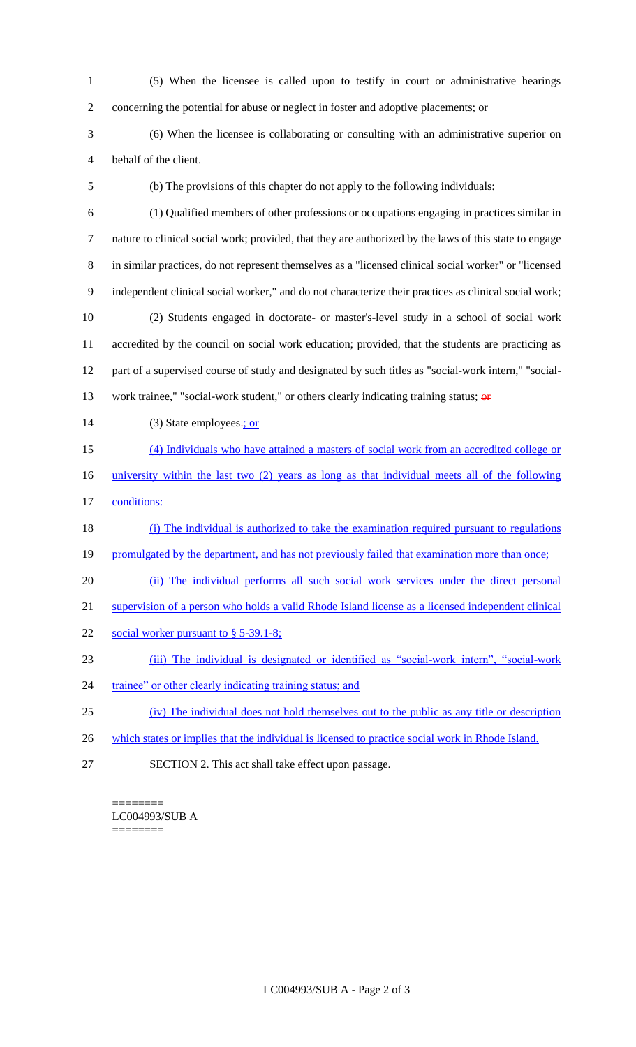(5) When the licensee is called upon to testify in court or administrative hearings concerning the potential for abuse or neglect in foster and adoptive placements; or

(6) When the licensee is collaborating or consulting with an administrative superior on behalf of the client.

(b) The provisions of this chapter do not apply to the following individuals:

(1) Qualified members of other professions or occupations engaging in practices similar in nature to clinical social work; provided, that they are authorized by the laws of this state to engage in similar practices, do not represent themselves as a "licensed clinical social worker" or "licensed independent clinical social worker," and do not characterize their practices as clinical social work;

(2) Students engaged in doctorate- or master's-level study in a school of social work accredited by the council on social work education; provided, that the students are practicing as part of a supervised course of study and designated by such titles as "social-work intern," "social-work trainee," "social-work student," or others clearly indicating training status; ~~or~~

(3) State employees~~.~~; or

(4) Individuals who have attained a masters of social work from an accredited college or university within the last two (2) years as long as that individual meets all of the following conditions:

(i) The individual is authorized to take the examination required pursuant to regulations promulgated by the department, and has not previously failed that examination more than once;

(ii) The individual performs all such social work services under the direct personal supervision of a person who holds a valid Rhode Island license as a licensed independent clinical social worker pursuant to § 5-39.1-8;

(iii) The individual is designated or identified as "social-work intern", "social-work trainee" or other clearly indicating training status; and

(iv) The individual does not hold themselves out to the public as any title or description which states or implies that the individual is licensed to practice social work in Rhode Island.

SECTION 2. This act shall take effect upon passage.

========
LC004993/SUB A
========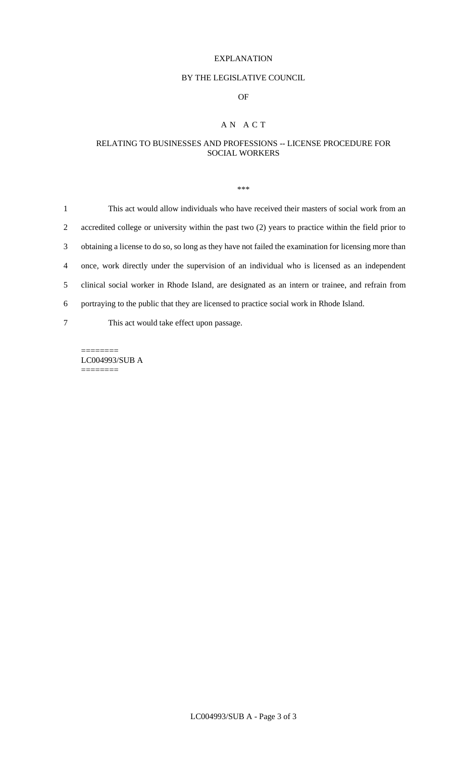EXPLANATION

BY THE LEGISLATIVE COUNCIL

OF

# A N A C T

RELATING TO BUSINESSES AND PROFESSIONS -- LICENSE PROCEDURE FOR SOCIAL WORKERS

\*\*\*

This act would allow individuals who have received their masters of social work from an accredited college or university within the past two (2) years to practice within the field prior to obtaining a license to do so, so long as they have not failed the examination for licensing more than once, work directly under the supervision of an individual who is licensed as an independent clinical social worker in Rhode Island, are designated as an intern or trainee, and refrain from portraying to the public that they are licensed to practice social work in Rhode Island.

This act would take effect upon passage.

========
LC004993/SUB A
========